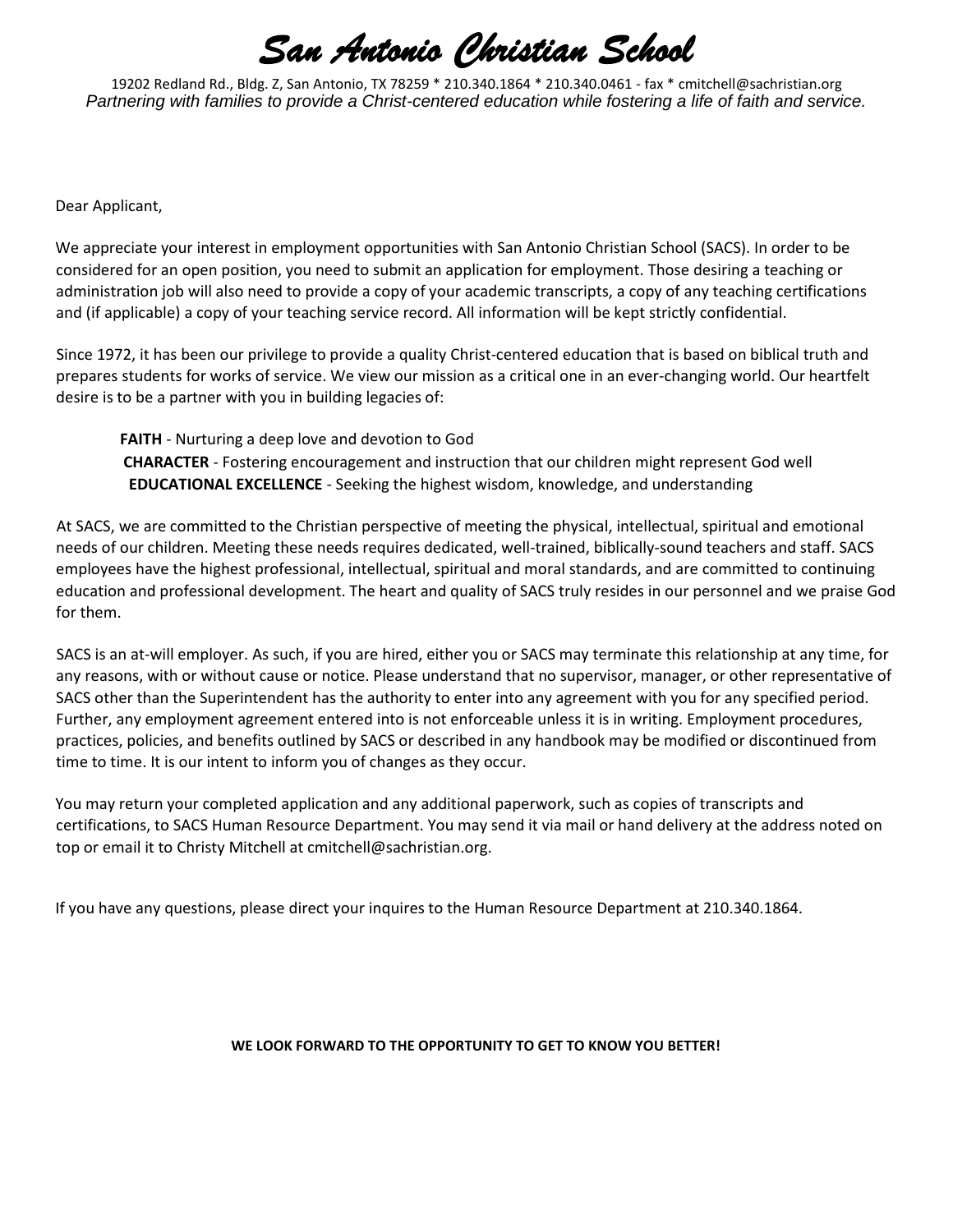# San Antonio Christian School

19202 Redland Rd., Bldg. Z, San Antonio, TX 78259 * 210.340.1864 * 210.340.0461 - fax * cmitchell@sachristian.org

*Partnering with families to provide a Christ-centered education while fostering a life of faith and service.*

Dear Applicant,

We appreciate your interest in employment opportunities with San Antonio Christian School (SACS). In order to be considered for an open position, you need to submit an application for employment. Those desiring a teaching or administration job will also need to provide a copy of your academic transcripts, a copy of any teaching certifications and (if applicable) a copy of your teaching service record. All information will be kept strictly confidential.

Since 1972, it has been our privilege to provide a quality Christ-centered education that is based on biblical truth and prepares students for works of service. We view our mission as a critical one in an ever-changing world. Our heartfelt desire is to be a partner with you in building legacies of:

**FAITH** - Nurturing a deep love and devotion to God
**CHARACTER** - Fostering encouragement and instruction that our children might represent God well
**EDUCATIONAL EXCELLENCE** - Seeking the highest wisdom, knowledge, and understanding

At SACS, we are committed to the Christian perspective of meeting the physical, intellectual, spiritual and emotional needs of our children. Meeting these needs requires dedicated, well-trained, biblically-sound teachers and staff. SACS employees have the highest professional, intellectual, spiritual and moral standards, and are committed to continuing education and professional development. The heart and quality of SACS truly resides in our personnel and we praise God for them.

SACS is an at-will employer. As such, if you are hired, either you or SACS may terminate this relationship at any time, for any reasons, with or without cause or notice. Please understand that no supervisor, manager, or other representative of SACS other than the Superintendent has the authority to enter into any agreement with you for any specified period. Further, any employment agreement entered into is not enforceable unless it is in writing. Employment procedures, practices, policies, and benefits outlined by SACS or described in any handbook may be modified or discontinued from time to time. It is our intent to inform you of changes as they occur.

You may return your completed application and any additional paperwork, such as copies of transcripts and certifications, to SACS Human Resource Department. You may send it via mail or hand delivery at the address noted on top or email it to Christy Mitchell at cmitchell@sachristian.org.

If you have any questions, please direct your inquires to the Human Resource Department at 210.340.1864.

**WE LOOK FORWARD TO THE OPPORTUNITY TO GET TO KNOW YOU BETTER!**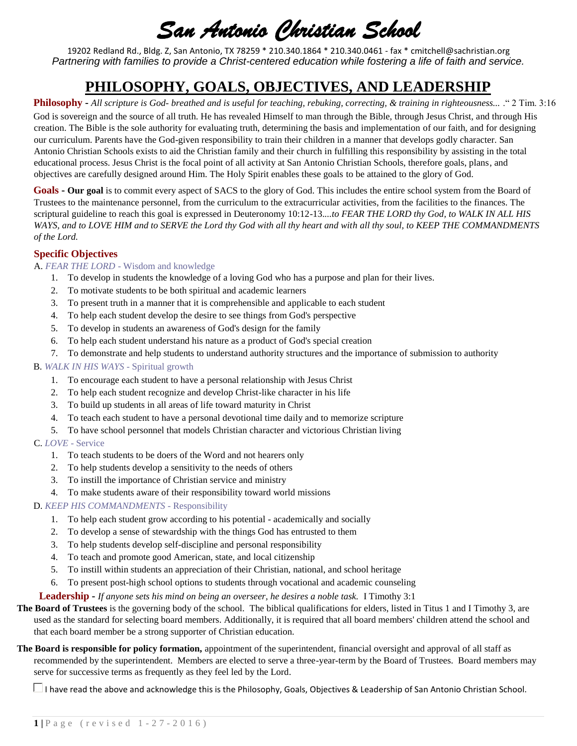# San Antonio Christian School

19202 Redland Rd., Bldg. Z, San Antonio, TX 78259 * 210.340.1864 * 210.340.0461 - fax * cmitchell@sachristian.org

*Partnering with families to provide a Christ-centered education while fostering a life of faith and service.*

## PHILOSOPHY, GOALS, OBJECTIVES, AND LEADERSHIP

**Philosophy** - *All scripture is God- breathed and is useful for teaching, rebuking, correcting, & training in righteousness... .*" 2 Tim. 3:16

God is sovereign and the source of all truth. He has revealed Himself to man through the Bible, through Jesus Christ, and through His creation. The Bible is the sole authority for evaluating truth, determining the basis and implementation of our faith, and for designing our curriculum. Parents have the God-given responsibility to train their children in a manner that develops godly character. San Antonio Christian Schools exists to aid the Christian family and their church in fulfilling this responsibility by assisting in the total educational process. Jesus Christ is the focal point of all activity at San Antonio Christian Schools, therefore goals, plans, and objectives are carefully designed around Him. The Holy Spirit enables these goals to be attained to the glory of God.

**Goals** - **Our goal** is to commit every aspect of SACS to the glory of God. This includes the entire school system from the Board of Trustees to the maintenance personnel, from the curriculum to the extracurricular activities, from the facilities to the finances. The scriptural guideline to reach this goal is expressed in Deuteronomy 10:12-13....*to FEAR THE LORD thy God, to WALK IN ALL HIS WAYS, and to LOVE HIM and to SERVE the Lord thy God with all thy heart and with all thy soul, to KEEP THE COMMANDMENTS of the Lord.*

### Specific Objectives

A. *FEAR THE LORD* - Wisdom and knowledge

1. To develop in students the knowledge of a loving God who has a purpose and plan for their lives.
2. To motivate students to be both spiritual and academic learners
3. To present truth in a manner that it is comprehensible and applicable to each student
4. To help each student develop the desire to see things from God's perspective
5. To develop in students an awareness of God's design for the family
6. To help each student understand his nature as a product of God's special creation
7. To demonstrate and help students to understand authority structures and the importance of submission to authority

B. *WALK IN HIS WAYS* - Spiritual growth

1. To encourage each student to have a personal relationship with Jesus Christ
2. To help each student recognize and develop Christ-like character in his life
3. To build up students in all areas of life toward maturity in Christ
4. To teach each student to have a personal devotional time daily and to memorize scripture
5. To have school personnel that models Christian character and victorious Christian living

C. *LOVE* - Service

1. To teach students to be doers of the Word and not hearers only
2. To help students develop a sensitivity to the needs of others
3. To instill the importance of Christian service and ministry
4. To make students aware of their responsibility toward world missions

D. *KEEP HIS COMMANDMENTS* - Responsibility

1. To help each student grow according to his potential - academically and socially
2. To develop a sense of stewardship with the things God has entrusted to them
3. To help students develop self-discipline and personal responsibility
4. To teach and promote good American, state, and local citizenship
5. To instill within students an appreciation of their Christian, national, and school heritage
6. To present post-high school options to students through vocational and academic counseling

**Leadership** - *If anyone sets his mind on being an overseer, he desires a noble task.* I Timothy 3:1

**The Board of Trustees** is the governing body of the school. The biblical qualifications for elders, listed in Titus 1 and I Timothy 3, are used as the standard for selecting board members. Additionally, it is required that all board members' children attend the school and that each board member be a strong supporter of Christian education.

**The Board is responsible for policy formation,** appointment of the superintendent, financial oversight and approval of all staff as recommended by the superintendent. Members are elected to serve a three-year-term by the Board of Trustees. Board members may serve for successive terms as frequently as they feel led by the Lord.

☐ I have read the above and acknowledge this is the Philosophy, Goals, Objectives & Leadership of San Antonio Christian School.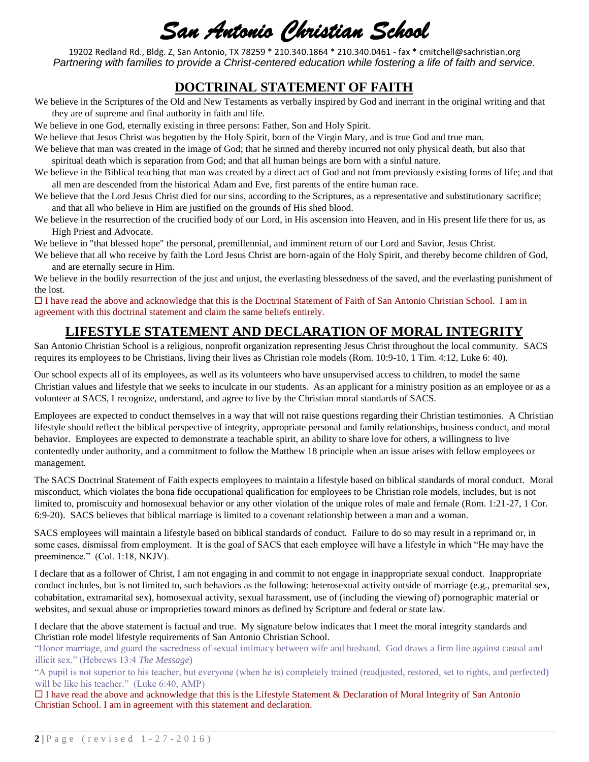# San Antonio Christian School

19202 Redland Rd., Bldg. Z, San Antonio, TX 78259 * 210.340.1864 * 210.340.0461 - fax * cmitchell@sachristian.org

*Partnering with families to provide a Christ-centered education while fostering a life of faith and service.*

## DOCTRINAL STATEMENT OF FAITH

We believe in the Scriptures of the Old and New Testaments as verbally inspired by God and inerrant in the original writing and that they are of supreme and final authority in faith and life.

We believe in one God, eternally existing in three persons: Father, Son and Holy Spirit.

We believe that Jesus Christ was begotten by the Holy Spirit, born of the Virgin Mary, and is true God and true man.

We believe that man was created in the image of God; that he sinned and thereby incurred not only physical death, but also that spiritual death which is separation from God; and that all human beings are born with a sinful nature.

We believe in the Biblical teaching that man was created by a direct act of God and not from previously existing forms of life; and that all men are descended from the historical Adam and Eve, first parents of the entire human race.

We believe that the Lord Jesus Christ died for our sins, according to the Scriptures, as a representative and substitutionary sacrifice; and that all who believe in Him are justified on the grounds of His shed blood.

We believe in the resurrection of the crucified body of our Lord, in His ascension into Heaven, and in His present life there for us, as High Priest and Advocate.

We believe in "that blessed hope" the personal, premillennial, and imminent return of our Lord and Savior, Jesus Christ.

We believe that all who receive by faith the Lord Jesus Christ are born-again of the Holy Spirit, and thereby become children of God, and are eternally secure in Him.

We believe in the bodily resurrection of the just and unjust, the everlasting blessedness of the saved, and the everlasting punishment of the lost.

☐ I have read the above and acknowledge that this is the Doctrinal Statement of Faith of San Antonio Christian School. I am in agreement with this doctrinal statement and claim the same beliefs entirely.

## LIFESTYLE STATEMENT AND DECLARATION OF MORAL INTEGRITY

San Antonio Christian School is a religious, nonprofit organization representing Jesus Christ throughout the local community. SACS requires its employees to be Christians, living their lives as Christian role models (Rom. 10:9-10, 1 Tim. 4:12, Luke 6: 40).

Our school expects all of its employees, as well as its volunteers who have unsupervised access to children, to model the same Christian values and lifestyle that we seeks to inculcate in our students. As an applicant for a ministry position as an employee or as a volunteer at SACS, I recognize, understand, and agree to live by the Christian moral standards of SACS.

Employees are expected to conduct themselves in a way that will not raise questions regarding their Christian testimonies. A Christian lifestyle should reflect the biblical perspective of integrity, appropriate personal and family relationships, business conduct, and moral behavior. Employees are expected to demonstrate a teachable spirit, an ability to share love for others, a willingness to live contentedly under authority, and a commitment to follow the Matthew 18 principle when an issue arises with fellow employees or management.

The SACS Doctrinal Statement of Faith expects employees to maintain a lifestyle based on biblical standards of moral conduct. Moral misconduct, which violates the bona fide occupational qualification for employees to be Christian role models, includes, but is not limited to, promiscuity and homosexual behavior or any other violation of the unique roles of male and female (Rom. 1:21-27, 1 Cor. 6:9-20). SACS believes that biblical marriage is limited to a covenant relationship between a man and a woman.

SACS employees will maintain a lifestyle based on biblical standards of conduct. Failure to do so may result in a reprimand or, in some cases, dismissal from employment. It is the goal of SACS that each employee will have a lifestyle in which "He may have the preeminence." (Col. 1:18, NKJV).

I declare that as a follower of Christ, I am not engaging in and commit to not engage in inappropriate sexual conduct. Inappropriate conduct includes, but is not limited to, such behaviors as the following: heterosexual activity outside of marriage (e.g., premarital sex, cohabitation, extramarital sex), homosexual activity, sexual harassment, use of (including the viewing of) pornographic material or websites, and sexual abuse or improprieties toward minors as defined by Scripture and federal or state law.

I declare that the above statement is factual and true. My signature below indicates that I meet the moral integrity standards and Christian role model lifestyle requirements of San Antonio Christian School.

"Honor marriage, and guard the sacredness of sexual intimacy between wife and husband. God draws a firm line against casual and illicit sex." (Hebrews 13:4 *The Message*)

"A pupil is not superior to his teacher, but everyone (when he is) completely trained (readjusted, restored, set to rights, and perfected) will be like his teacher." (Luke 6:40, AMP)

☐ I have read the above and acknowledge that this is the Lifestyle Statement & Declaration of Moral Integrity of San Antonio Christian School. I am in agreement with this statement and declaration.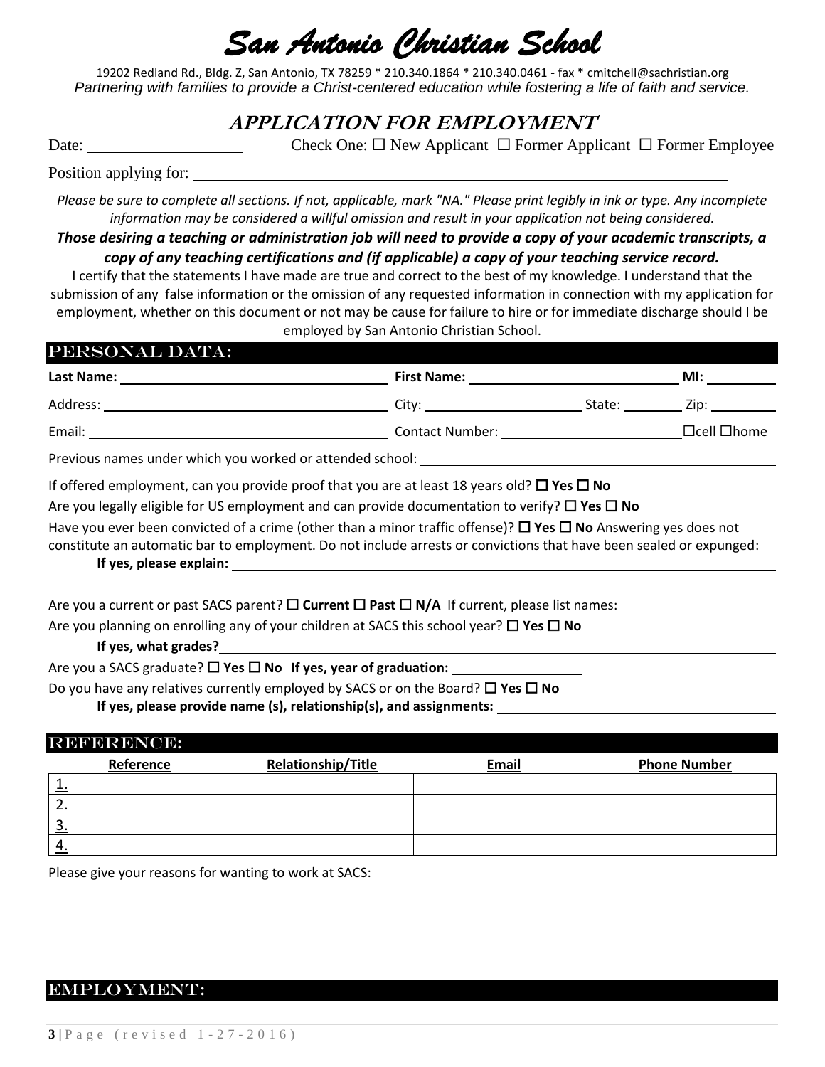# San Antonio Christian School

19202 Redland Rd., Bldg. Z, San Antonio, TX 78259 * 210.340.1864 * 210.340.0461 - fax * cmitchell@sachristian.org

*Partnering with families to provide a Christ-centered education while fostering a life of faith and service.*

## APPLICATION FOR EMPLOYMENT

Date: ____________________ Check One: ☐ New Applicant ☐ Former Applicant ☐ Former Employee

Position applying for: ________________________________________________

*Please be sure to complete all sections. If not, applicable, mark "NA." Please print legibly in ink or type. Any incomplete information may be considered a willful omission and result in your application not being considered.*

***Those desiring a teaching or administration job will need to provide a copy of your academic transcripts, a copy of any teaching certifications and (if applicable) a copy of your teaching service record.***

I certify that the statements I have made are true and correct to the best of my knowledge. I understand that the submission of any false information or the omission of any requested information in connection with my application for employment, whether on this document or not may be cause for failure to hire or for immediate discharge should I be employed by San Antonio Christian School.

## PERSONAL DATA:

**Last Name:** ____________________ **First Name:** ____________________ **MI:** ________

Address: ____________________ City: ____________________ State: ________ Zip: ________

Email: ____________________ Contact Number: ____________________ ☐cell ☐home

Previous names under which you worked or attended school: ____________________

If offered employment, can you provide proof that you are at least 18 years old? ☐ **Yes** ☐ **No**

Are you legally eligible for US employment and can provide documentation to verify? ☐ **Yes** ☐ **No**

Have you ever been convicted of a crime (other than a minor traffic offense)? ☐ **Yes** ☐ **No** Answering yes does not constitute an automatic bar to employment. Do not include arrests or convictions that have been sealed or expunged:

**If yes, please explain:** ____________________

Are you a current or past SACS parent? ☐ **Current** ☐ **Past** ☐ **N/A** If current, please list names: ____________________

Are you planning on enrolling any of your children at SACS this school year? ☐ **Yes** ☐ **No**

**If yes, what grades?** ____________________

Are you a SACS graduate? ☐ **Yes** ☐ **No** **If yes, year of graduation:** ____________________

Do you have any relatives currently employed by SACS or on the Board? ☐ **Yes** ☐ **No**

**If yes, please provide name (s), relationship(s), and assignments:** ____________________

## REFERENCE:

| Reference | Relationship/Title | Email | Phone Number |
|---|---|---|---|
| 1. | | | |
| 2. | | | |
| 3. | | | |
| 4. | | | |

Please give your reasons for wanting to work at SACS:

## EMPLOYMENT: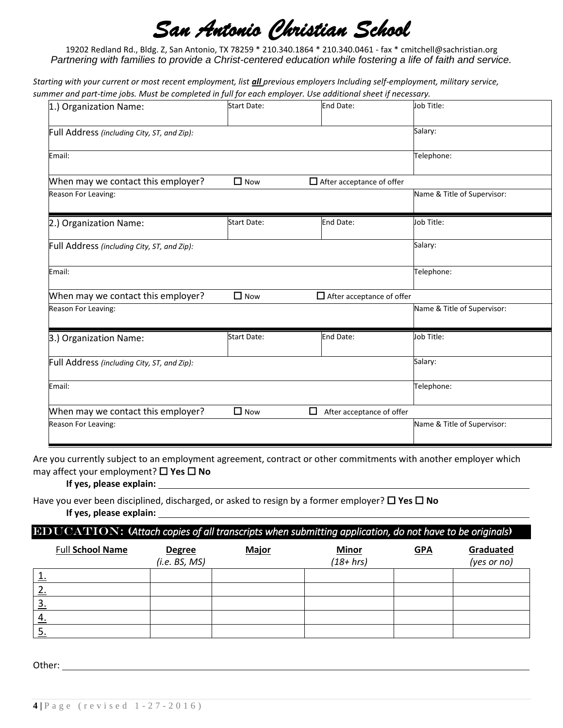# *San Antonio Christian School*

19202 Redland Rd., Bldg. Z, San Antonio, TX 78259 * 210.340.1864 * 210.340.0461 - fax * cmitchell@sachristian.org

*Partnering with families to provide a Christ-centered education while fostering a life of faith and service.*

*Starting with your current or most recent employment, list **all** previous employers Including self-employment, military service, summer and part-time jobs. Must be completed in full for each employer. Use additional sheet if necessary.*

| 1.) Organization Name: | Start Date: | End Date: | Job Title: |
|---|---|---|---|
| Full Address *(including City, ST, and Zip):* | | | Salary: |
| Email: | | | Telephone: |
| When may we contact this employer? | ☐ Now | ☐ After acceptance of offer | |
| Reason For Leaving: | | | Name & Title of Supervisor: |

| 2.) Organization Name: | Start Date: | End Date: | Job Title: |
|---|---|---|---|
| Full Address *(including City, ST, and Zip):* | | | Salary: |
| Email: | | | Telephone: |
| When may we contact this employer? | ☐ Now | ☐ After acceptance of offer | |
| Reason For Leaving: | | | Name & Title of Supervisor: |

| 3.) Organization Name: | Start Date: | End Date: | Job Title: |
|---|---|---|---|
| Full Address *(including City, ST, and Zip):* | | | Salary: |
| Email: | | | Telephone: |
| When may we contact this employer? | ☐ Now | ☐ After acceptance of offer | |
| Reason For Leaving: | | | Name & Title of Supervisor: |

Are you currently subject to an employment agreement, contract or other commitments with another employer which may affect your employment? ☐ **Yes** ☐ **No**

**If yes, please explain:** ______________________________

Have you ever been disciplined, discharged, or asked to resign by a former employer? ☐ **Yes** ☐ **No**

**If yes, please explain:** ______________________________

## EDUCATION: (*Attach copies of all transcripts when submitting application, do not have to be originals*)

| Full **School Name** | **Degree** *(i.e. BS, MS)* | **Major** | **Minor** *(18+ hrs)* | **GPA** | **Graduated** *(yes or no)* |
|---|---|---|---|---|---|
| 1. | | | | | |
| 2. | | | | | |
| 3. | | | | | |
| 4. | | | | | |
| 5. | | | | | |

Other: ______________________________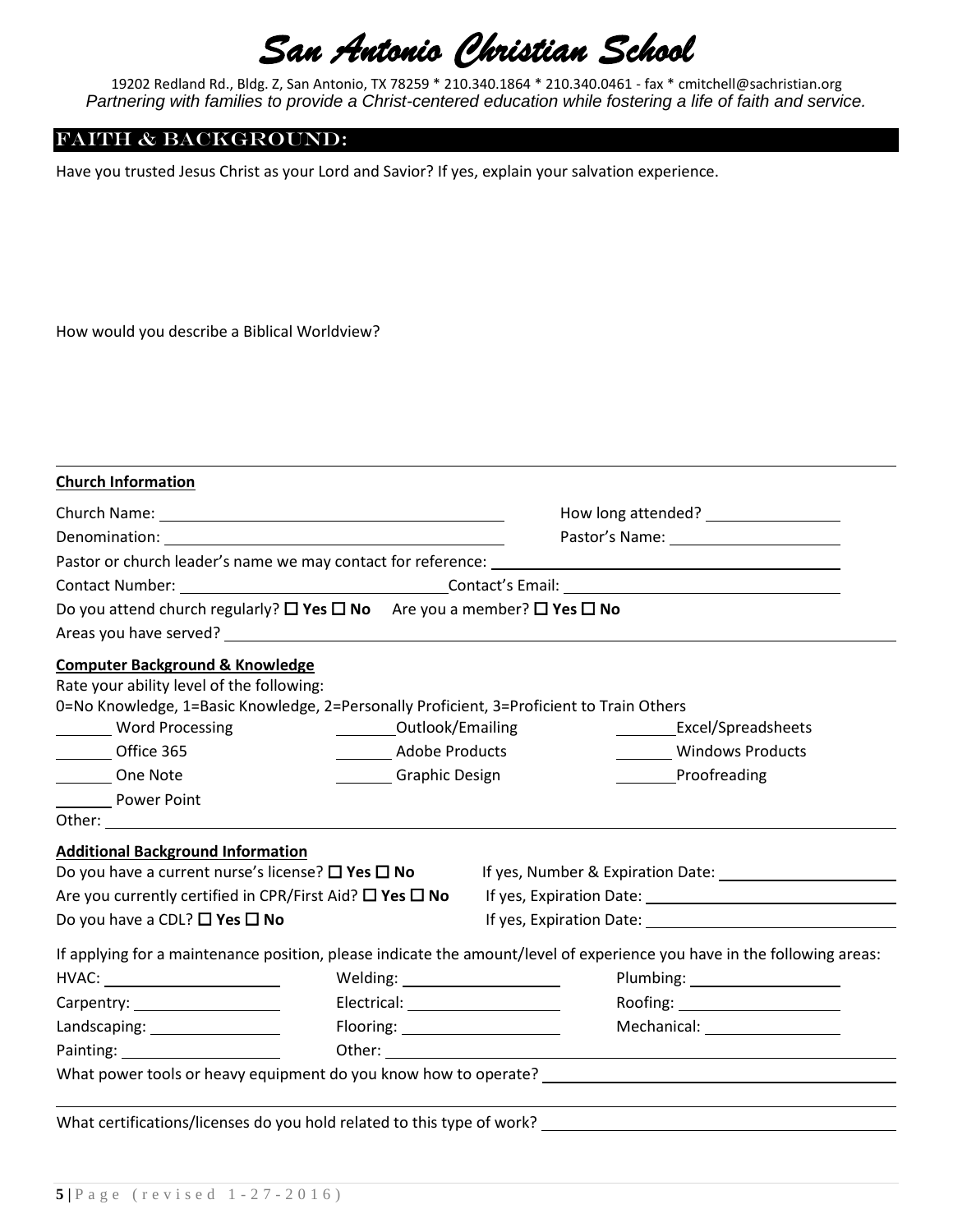# *San Antonio Christian School*

19202 Redland Rd., Bldg. Z, San Antonio, TX 78259 * 210.340.1864 * 210.340.0461 - fax * cmitchell@sachristian.org

*Partnering with families to provide a Christ-centered education while fostering a life of faith and service.*

## FAITH & BACKGROUND:

Have you trusted Jesus Christ as your Lord and Savior? If yes, explain your salvation experience.

How would you describe a Biblical Worldview?

**Church Information**

Church Name: ______________________ How long attended? ____________

Denomination: ______________________ Pastor's Name: ____________

Pastor or church leader's name we may contact for reference: ______________________

Contact Number: ______________ Contact's Email: ______________

Do you attend church regularly? ☐ **Yes** ☐ **No** Are you a member? ☐ **Yes** ☐ **No**

Areas you have served? ______________________

**Computer Background & Knowledge**

Rate your ability level of the following:

0=No Knowledge, 1=Basic Knowledge, 2=Personally Proficient, 3=Proficient to Train Others

_______ Word Processing _______ Outlook/Emailing _______ Excel/Spreadsheets

_______ Office 365 _______ Adobe Products _______ Windows Products

_______ One Note _______ Graphic Design _______ Proofreading

_______ Power Point

Other: ______________________

**Additional Background Information**

Do you have a current nurse's license? ☐ **Yes** ☐ **No** If yes, Number & Expiration Date: ______________

Are you currently certified in CPR/First Aid? ☐ **Yes** ☐ **No** If yes, Expiration Date: ______________

Do you have a CDL? ☐ **Yes** ☐ **No** If yes, Expiration Date: ______________

If applying for a maintenance position, please indicate the amount/level of experience you have in the following areas:

HVAC: ____________ Welding: ____________ Plumbing: ____________

Carpentry: ____________ Electrical: ____________ Roofing: ____________

Landscaping: ____________ Flooring: ____________ Mechanical: ____________

Painting: ____________ Other: ______________________

What power tools or heavy equipment do you know how to operate? ______________________

What certifications/licenses do you hold related to this type of work? ______________________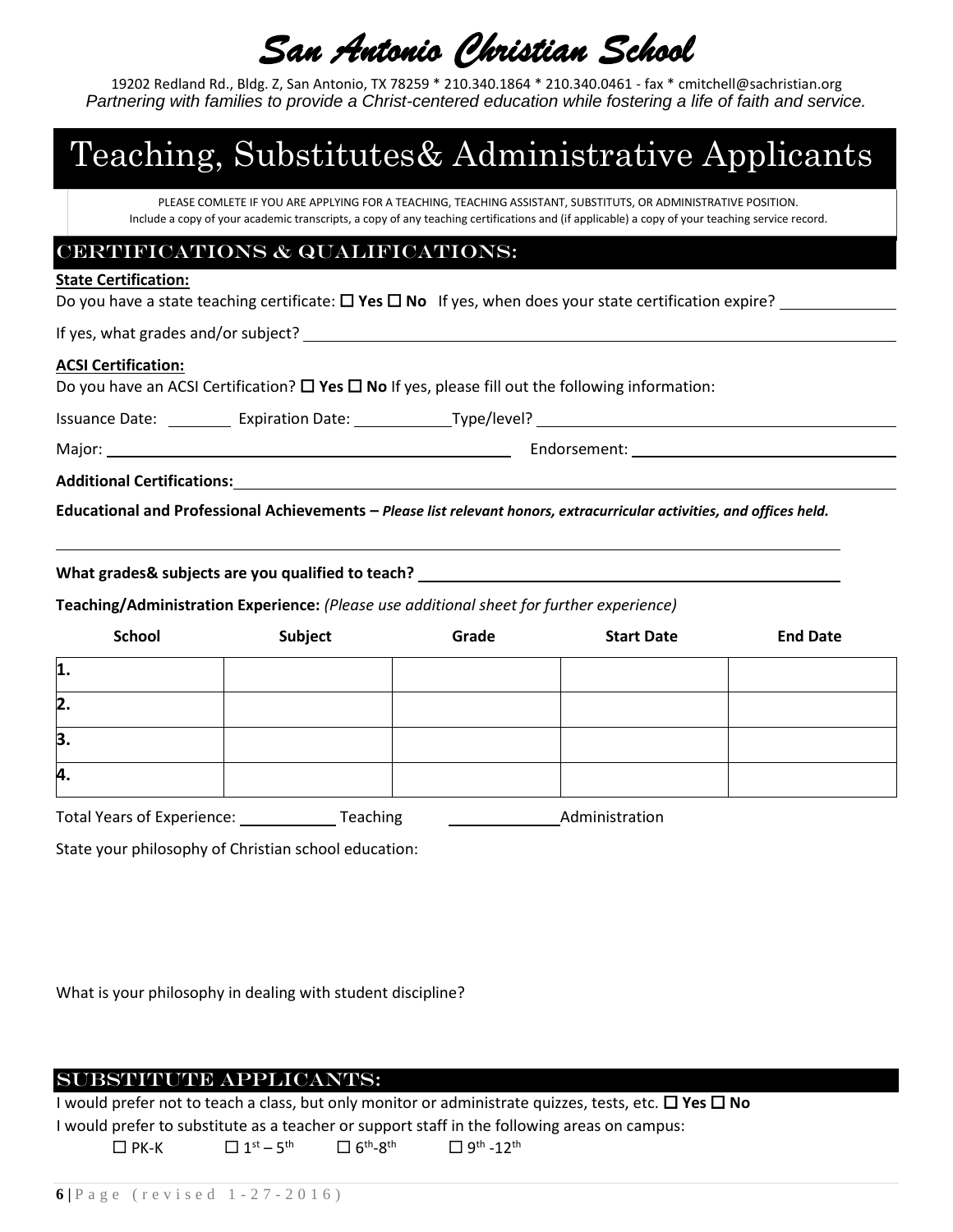# *San Antonio Christian School*

19202 Redland Rd., Bldg. Z, San Antonio, TX 78259 * 210.340.1864 * 210.340.0461 - fax * cmitchell@sachristian.org

*Partnering with families to provide a Christ-centered education while fostering a life of faith and service.*

# Teaching, Substitutes& Administrative Applicants

PLEASE COMLETE IF YOU ARE APPLYING FOR A TEACHING, TEACHING ASSISTANT, SUBSTITUTS, OR ADMINISTRATIVE POSITION.
Include a copy of your academic transcripts, a copy of any teaching certifications and (if applicable) a copy of your teaching service record.

## CERTIFICATIONS & QUALIFICATIONS:

**State Certification:**

Do you have a state teaching certificate: ☐ **Yes** ☐ **No** If yes, when does your state certification expire? ____________

If yes, what grades and/or subject? ____________________________________________

**ACSI Certification:**

Do you have an ACSI Certification? ☐ **Yes** ☐ **No** If yes, please fill out the following information:

Issuance Date: ________ Expiration Date: ___________Type/level? ________________________________

Major: ____________________________________ Endorsement: __________________________

**Additional Certifications:** ____________________________________________

**Educational and Professional Achievements –** ***Please list relevant honors, extracurricular activities, and offices held.***

____________________________________________

**What grades& subjects are you qualified to teach?** ____________________________________________

**Teaching/Administration Experience:** *(Please use additional sheet for further experience)*

| School | Subject | Grade | Start Date | End Date |
|---|---|---|---|---|
| 1. | | | | |
| 2. | | | | |
| 3. | | | | |
| 4. | | | | |

Total Years of Experience: __________ Teaching __________ Administration

State your philosophy of Christian school education:

What is your philosophy in dealing with student discipline?

## SUBSTITUTE APPLICANTS:

I would prefer not to teach a class, but only monitor or administrate quizzes, tests, etc. ☐ **Yes** ☐ **No**

I would prefer to substitute as a teacher or support staff in the following areas on campus:

☐ PK-K ☐ 1st – 5th ☐ 6th-8th ☐ 9th -12th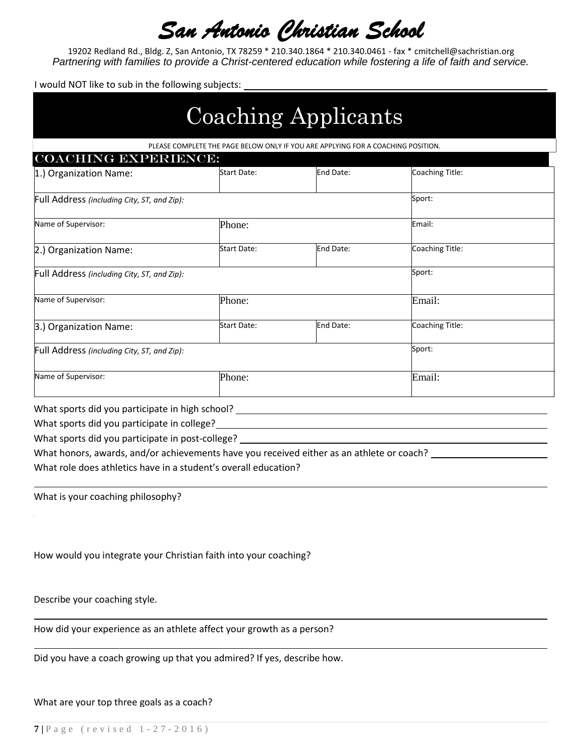# *San Antonio Christian School*

19202 Redland Rd., Bldg. Z, San Antonio, TX 78259 * 210.340.1864 * 210.340.0461 - fax * cmitchell@sachristian.org

*Partnering with families to provide a Christ-centered education while fostering a life of faith and service.*

I would NOT like to sub in the following subjects: ____________________

# Coaching Applicants

PLEASE COMPLETE THE PAGE BELOW ONLY IF YOU ARE APPLYING FOR A COACHING POSITION.

## COACHING EXPERIENCE:

| 1.) Organization Name: | Start Date: | End Date: | Coaching Title: |
|---|---|---|---|
| Full Address *(including City, ST, and Zip):* | | | Sport: |
| Name of Supervisor: | Phone: | | Email: |
| 2.) Organization Name: | Start Date: | End Date: | Coaching Title: |
| Full Address *(including City, ST, and Zip):* | | | Sport: |
| Name of Supervisor: | Phone: | | Email: |
| 3.) Organization Name: | Start Date: | End Date: | Coaching Title: |
| Full Address *(including City, ST, and Zip):* | | | Sport: |
| Name of Supervisor: | Phone: | | Email: |

What sports did you participate in high school? ____________________

What sports did you participate in college? ____________________

What sports did you participate in post-college? ____________________

What honors, awards, and/or achievements have you received either as an athlete or coach? ____________________

What role does athletics have in a student's overall education?

____________________

What is your coaching philosophy?

How would you integrate your Christian faith into your coaching?

Describe your coaching style.

____________________

How did your experience as an athlete affect your growth as a person?

____________________

Did you have a coach growing up that you admired? If yes, describe how.

What are your top three goals as a coach?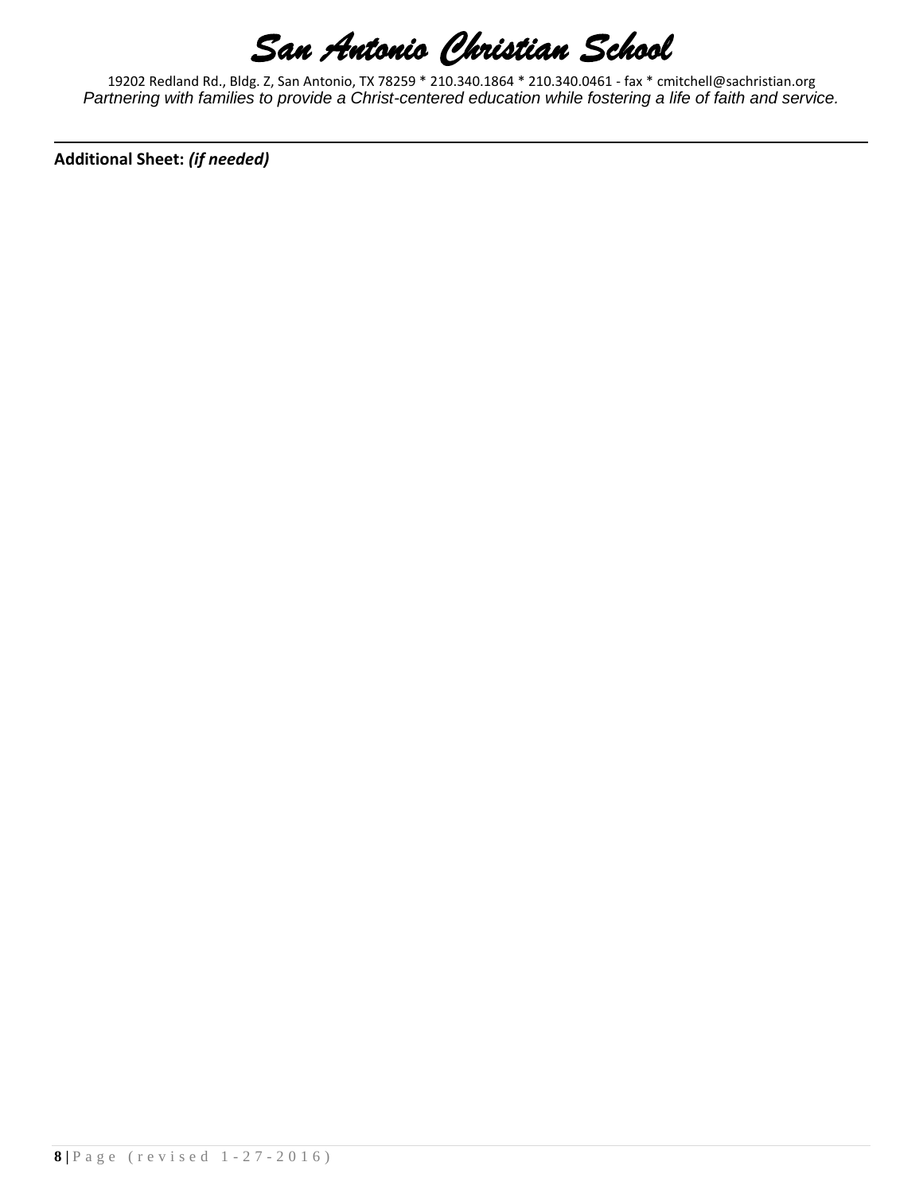# San Antonio Christian School

19202 Redland Rd., Bldg. Z, San Antonio, TX 78259 * 210.340.1864 * 210.340.0461 - fax * cmitchell@sachristian.org

*Partnering with families to provide a Christ-centered education while fostering a life of faith and service.*

---

**Additional Sheet:** ***(if needed)***